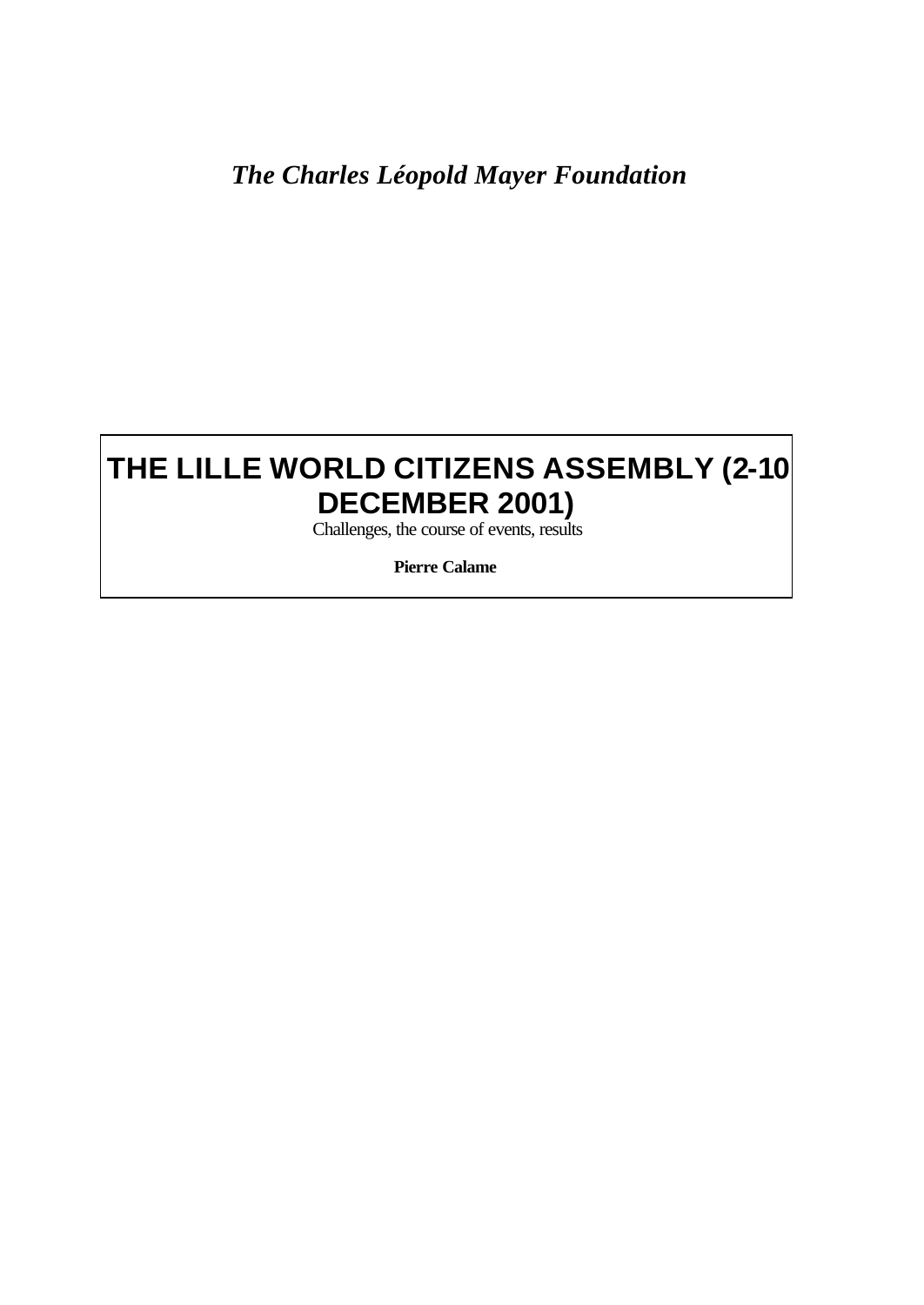*The Charles Léopold Mayer Foundation*

# THE LILLE WORLD CITIZENS ASSEMBLY (2-10 DECEMBER 2001)

Challenges, the course of events, results

**Pierre Calame**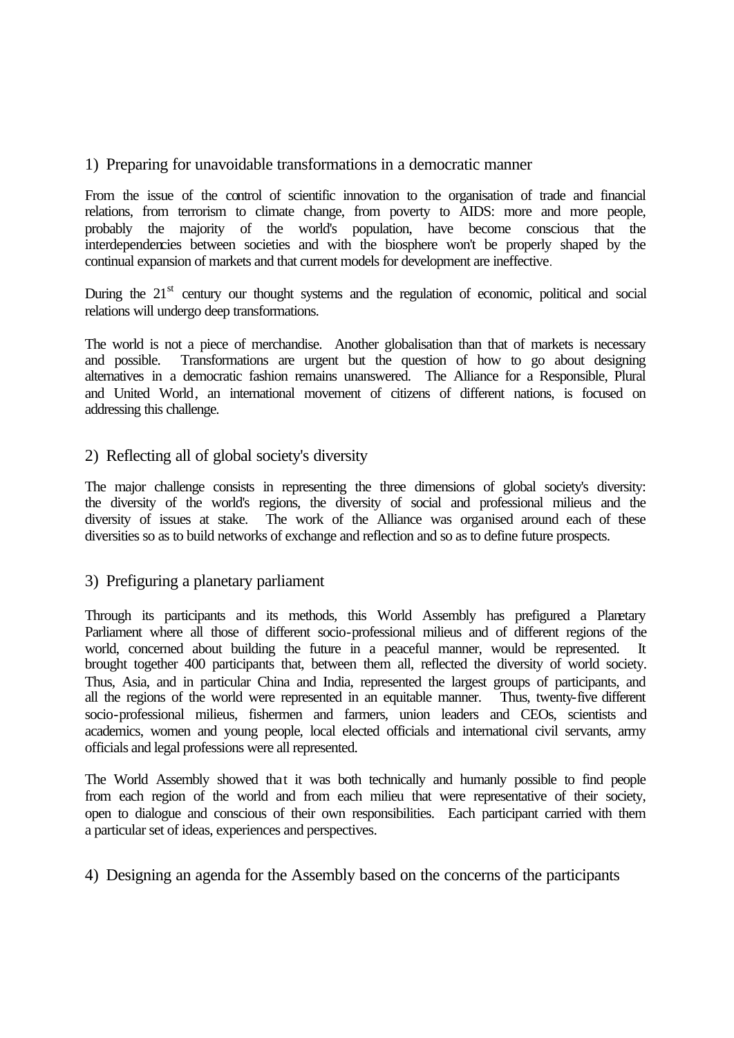## 1) Preparing for unavoidable transformations in a democratic manner

From the issue of the control of scientific innovation to the organisation of trade and financial relations, from terrorism to climate change, from poverty to AIDS: more and more people, probably the majority of the world's population, have become conscious that the interdependencies between societies and with the biosphere won't be properly shaped by the continual expansion of markets and that current models for development are ineffective.

During the 21st century our thought systems and the regulation of economic, political and social relations will undergo deep transformations.

The world is not a piece of merchandise. Another globalisation than that of markets is necessary and possible. Transformations are urgent but the question of how to go about designing alternatives in a democratic fashion remains unanswered. The Alliance for a Responsible, Plural and United World, an international movement of citizens of different nations, is focused on addressing this challenge.

## 2) Reflecting all of global society's diversity

The major challenge consists in representing the three dimensions of global society's diversity: the diversity of the world's regions, the diversity of social and professional milieus and the diversity of issues at stake. The work of the Alliance was organised around each of these diversities so as to build networks of exchange and reflection and so as to define future prospects.

## 3) Prefiguring a planetary parliament

Through its participants and its methods, this World Assembly has prefigured a Planetary Parliament where all those of different socio-professional milieus and of different regions of the world, concerned about building the future in a peaceful manner, would be represented. It brought together 400 participants that, between them all, reflected the diversity of world society. Thus, Asia, and in particular China and India, represented the largest groups of participants, and all the regions of the world were represented in an equitable manner. Thus, twenty-five different socio-professional milieus, fishermen and farmers, union leaders and CEOs, scientists and academics, women and young people, local elected officials and international civil servants, army officials and legal professions were all represented.

The World Assembly showed that it was both technically and humanly possible to find people from each region of the world and from each milieu that were representative of their society, open to dialogue and conscious of their own responsibilities. Each participant carried with them a particular set of ideas, experiences and perspectives.

## 4) Designing an agenda for the Assembly based on the concerns of the participants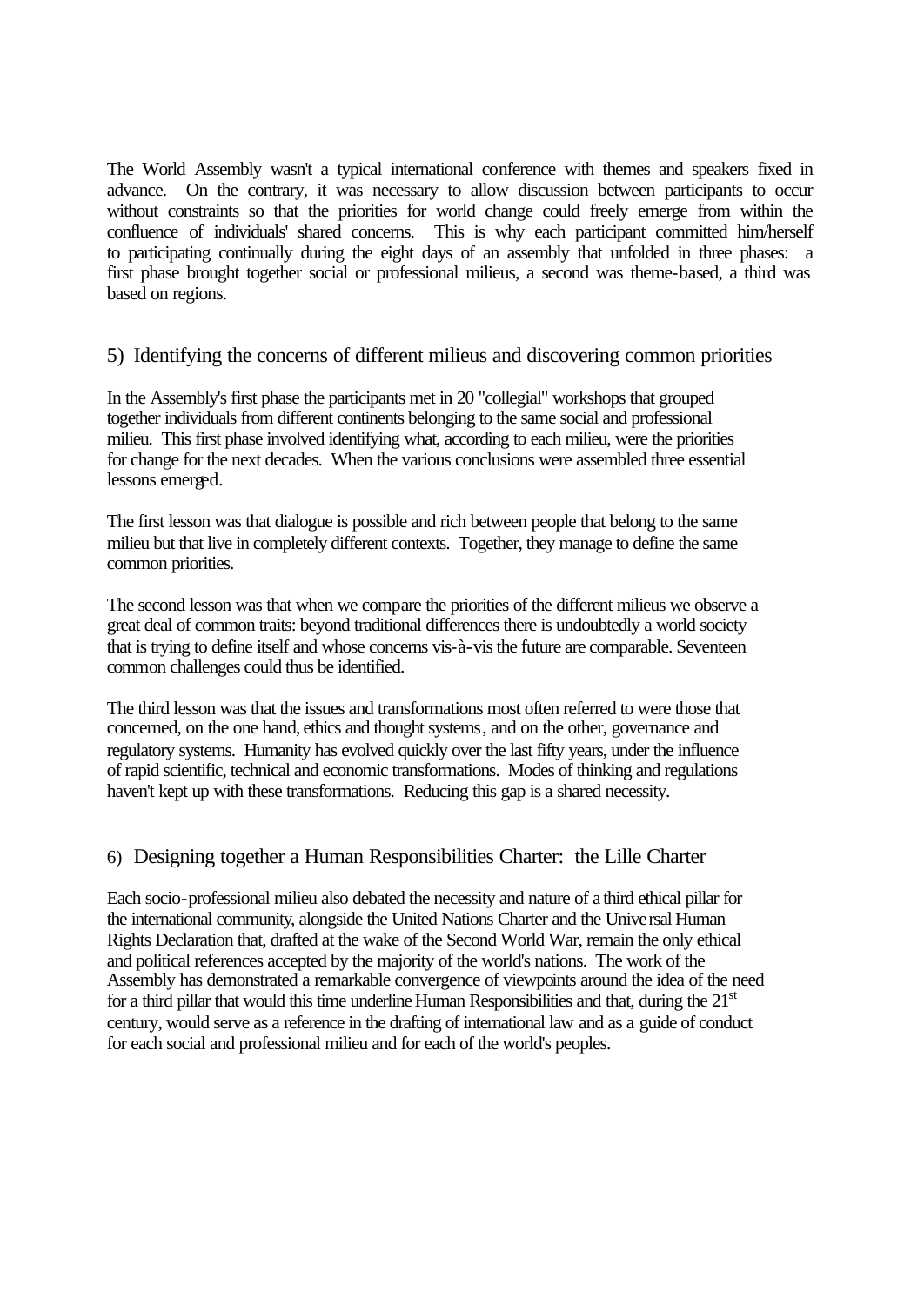The World Assembly wasn't a typical international conference with themes and speakers fixed in advance. On the contrary, it was necessary to allow discussion between participants to occur without constraints so that the priorities for world change could freely emerge from within the confluence of individuals' shared concerns. This is why each participant committed him/herself to participating continually during the eight days of an assembly that unfolded in three phases: a first phase brought together social or professional milieus, a second was theme-based, a third was based on regions.

## 5) Identifying the concerns of different milieus and discovering common priorities

In the Assembly's first phase the participants met in 20 "collegial" workshops that grouped together individuals from different continents belonging to the same social and professional milieu. This first phase involved identifying what, according to each milieu, were the priorities for change for the next decades. When the various conclusions were assembled three essential lessons emerged.

The first lesson was that dialogue is possible and rich between people that belong to the same milieu but that live in completely different contexts. Together, they manage to define the same common priorities.

The second lesson was that when we compare the priorities of the different milieus we observe a great deal of common traits: beyond traditional differences there is undoubtedly a world society that is trying to define itself and whose concerns vis-à-vis the future are comparable. Seventeen common challenges could thus be identified.

The third lesson was that the issues and transformations most often referred to were those that concerned, on the one hand, ethics and thought systems, and on the other, governance and regulatory systems. Humanity has evolved quickly over the last fifty years, under the influence of rapid scientific, technical and economic transformations. Modes of thinking and regulations haven't kept up with these transformations. Reducing this gap is a shared necessity.

## 6) Designing together a Human Responsibilities Charter: the Lille Charter

Each socio-professional milieu also debated the necessity and nature of a third ethical pillar for the international community, alongside the United Nations Charter and the Universal Human Rights Declaration that, drafted at the wake of the Second World War, remain the only ethical and political references accepted by the majority of the world's nations. The work of the Assembly has demonstrated a remarkable convergence of viewpoints around the idea of the need for a third pillar that would this time underline Human Responsibilities and that, during the 21st century, would serve as a reference in the drafting of international law and as a guide of conduct for each social and professional milieu and for each of the world's peoples.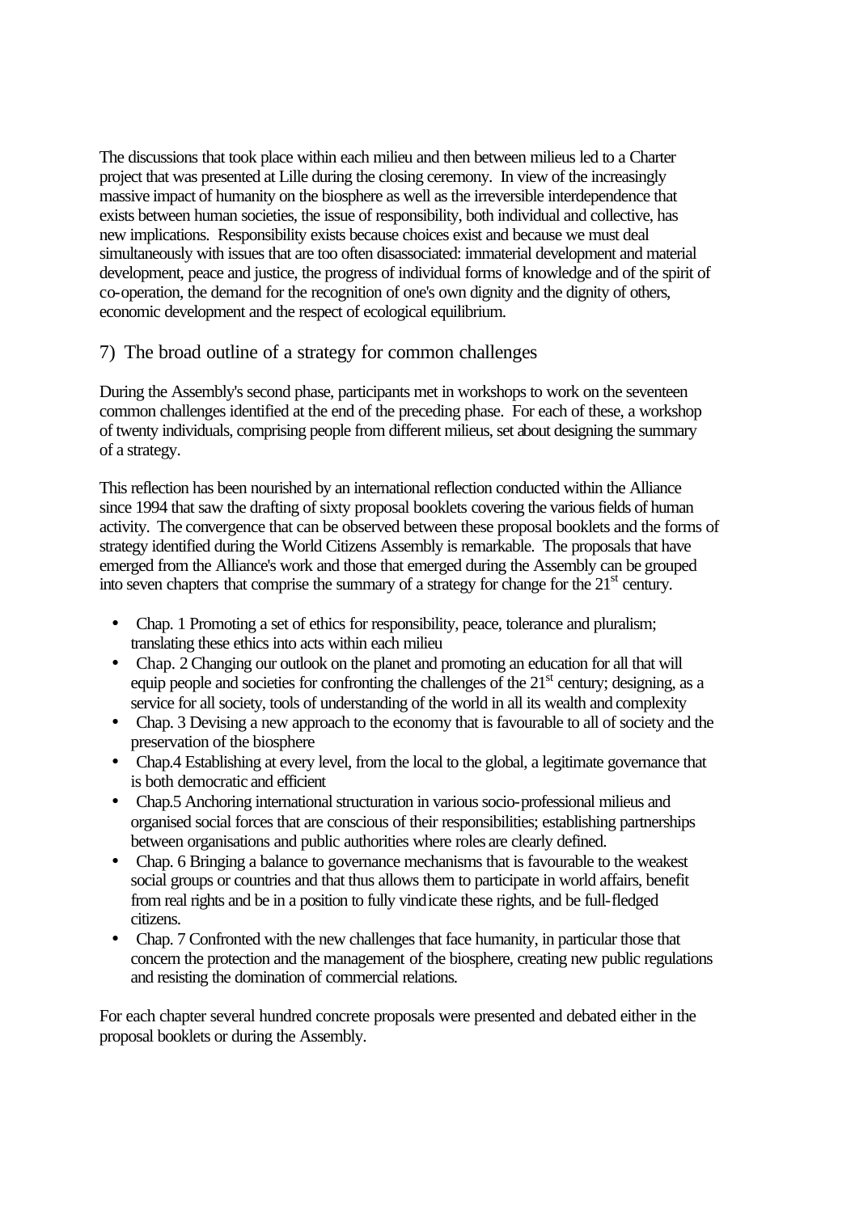The discussions that took place within each milieu and then between milieus led to a Charter project that was presented at Lille during the closing ceremony. In view of the increasingly massive impact of humanity on the biosphere as well as the irreversible interdependence that exists between human societies, the issue of responsibility, both individual and collective, has new implications. Responsibility exists because choices exist and because we must deal simultaneously with issues that are too often disassociated: immaterial development and material development, peace and justice, the progress of individual forms of knowledge and of the spirit of co-operation, the demand for the recognition of one's own dignity and the dignity of others, economic development and the respect of ecological equilibrium.

## 7) The broad outline of a strategy for common challenges

During the Assembly's second phase, participants met in workshops to work on the seventeen common challenges identified at the end of the preceding phase. For each of these, a workshop of twenty individuals, comprising people from different milieus, set about designing the summary of a strategy.

This reflection has been nourished by an international reflection conducted within the Alliance since 1994 that saw the drafting of sixty proposal booklets covering the various fields of human activity. The convergence that can be observed between these proposal booklets and the forms of strategy identified during the World Citizens Assembly is remarkable. The proposals that have emerged from the Alliance's work and those that emerged during the Assembly can be grouped into seven chapters that comprise the summary of a strategy for change for the 21st century.

- Chap. 1 Promoting a set of ethics for responsibility, peace, tolerance and pluralism; translating these ethics into acts within each milieu
- Chap. 2 Changing our outlook on the planet and promoting an education for all that will equip people and societies for confronting the challenges of the 21st century; designing, as a service for all society, tools of understanding of the world in all its wealth and complexity
- Chap. 3 Devising a new approach to the economy that is favourable to all of society and the preservation of the biosphere
- Chap.4 Establishing at every level, from the local to the global, a legitimate governance that is both democratic and efficient
- Chap.5 Anchoring international structuration in various socio-professional milieus and organised social forces that are conscious of their responsibilities; establishing partnerships between organisations and public authorities where roles are clearly defined.
- Chap. 6 Bringing a balance to governance mechanisms that is favourable to the weakest social groups or countries and that thus allows them to participate in world affairs, benefit from real rights and be in a position to fully vindicate these rights, and be full-fledged citizens.
- Chap. 7 Confronted with the new challenges that face humanity, in particular those that concern the protection and the management of the biosphere, creating new public regulations and resisting the domination of commercial relations.

For each chapter several hundred concrete proposals were presented and debated either in the proposal booklets or during the Assembly.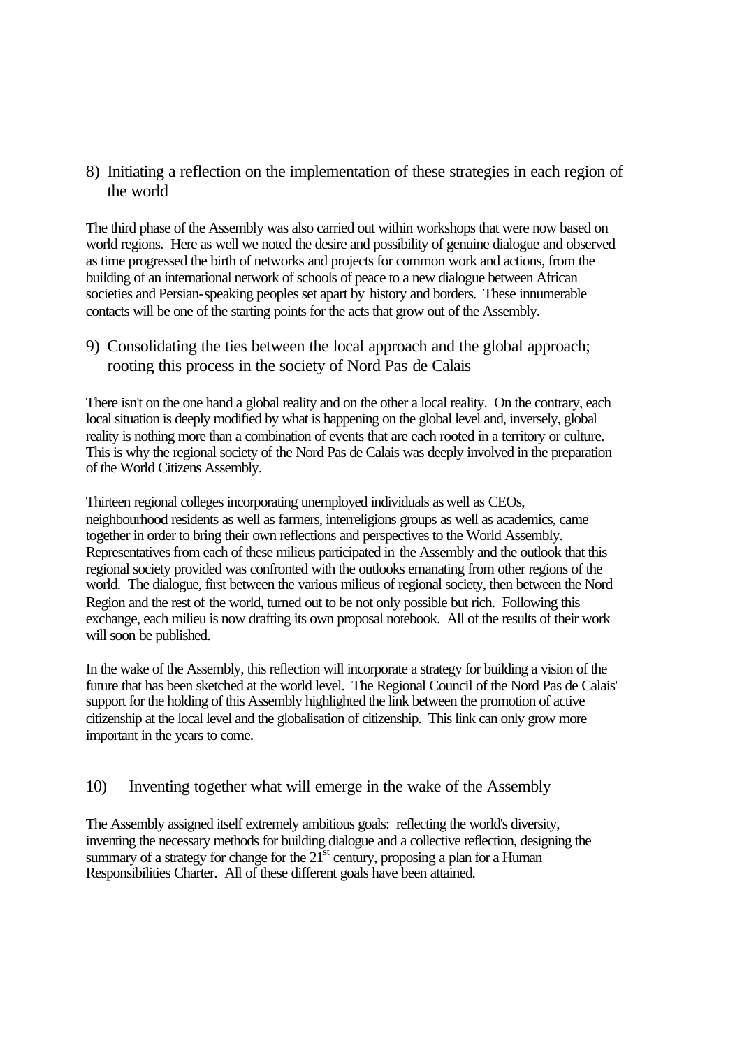8) Initiating a reflection on the implementation of these strategies in each region of the world

The third phase of the Assembly was also carried out within workshops that were now based on world regions. Here as well we noted the desire and possibility of genuine dialogue and observed as time progressed the birth of networks and projects for common work and actions, from the building of an international network of schools of peace to a new dialogue between African societies and Persian-speaking peoples set apart by history and borders. These innumerable contacts will be one of the starting points for the acts that grow out of the Assembly.

9) Consolidating the ties between the local approach and the global approach; rooting this process in the society of Nord Pas de Calais

There isn't on the one hand a global reality and on the other a local reality. On the contrary, each local situation is deeply modified by what is happening on the global level and, inversely, global reality is nothing more than a combination of events that are each rooted in a territory or culture. This is why the regional society of the Nord Pas de Calais was deeply involved in the preparation of the World Citizens Assembly.

Thirteen regional colleges incorporating unemployed individuals as well as CEOs, neighbourhood residents as well as farmers, interreligions groups as well as academics, came together in order to bring their own reflections and perspectives to the World Assembly. Representatives from each of these milieus participated in the Assembly and the outlook that this regional society provided was confronted with the outlooks emanating from other regions of the world. The dialogue, first between the various milieus of regional society, then between the Nord Region and the rest of the world, turned out to be not only possible but rich. Following this exchange, each milieu is now drafting its own proposal notebook. All of the results of their work will soon be published.

In the wake of the Assembly, this reflection will incorporate a strategy for building a vision of the future that has been sketched at the world level. The Regional Council of the Nord Pas de Calais' support for the holding of this Assembly highlighted the link between the promotion of active citizenship at the local level and the globalisation of citizenship. This link can only grow more important in the years to come.

10) Inventing together what will emerge in the wake of the Assembly

The Assembly assigned itself extremely ambitious goals: reflecting the world's diversity, inventing the necessary methods for building dialogue and a collective reflection, designing the summary of a strategy for change for the 21st century, proposing a plan for a Human Responsibilities Charter. All of these different goals have been attained.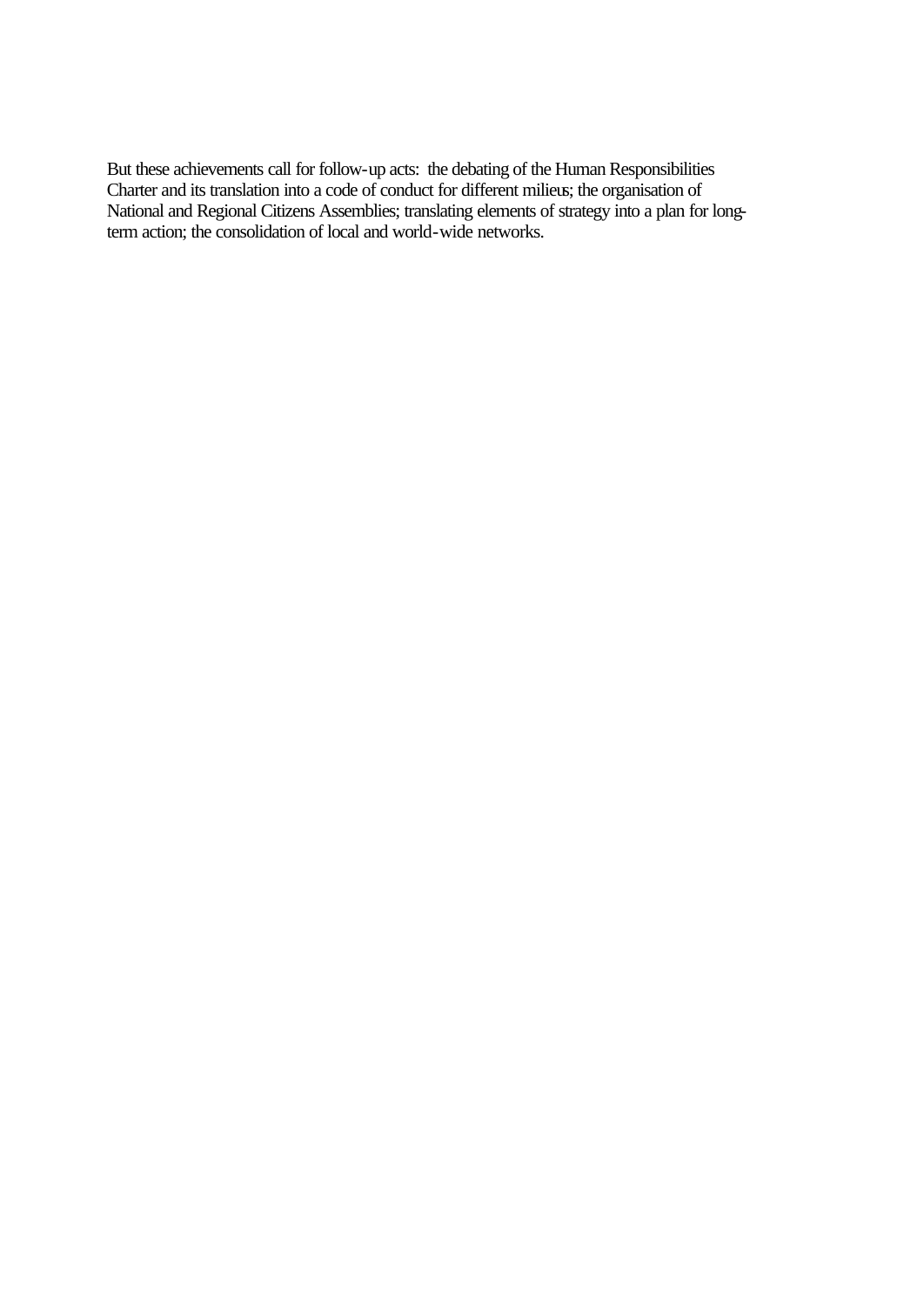But these achievements call for follow-up acts: the debating of the Human Responsibilities Charter and its translation into a code of conduct for different milieus; the organisation of National and Regional Citizens Assemblies; translating elements of strategy into a plan for long-term action; the consolidation of local and world-wide networks.